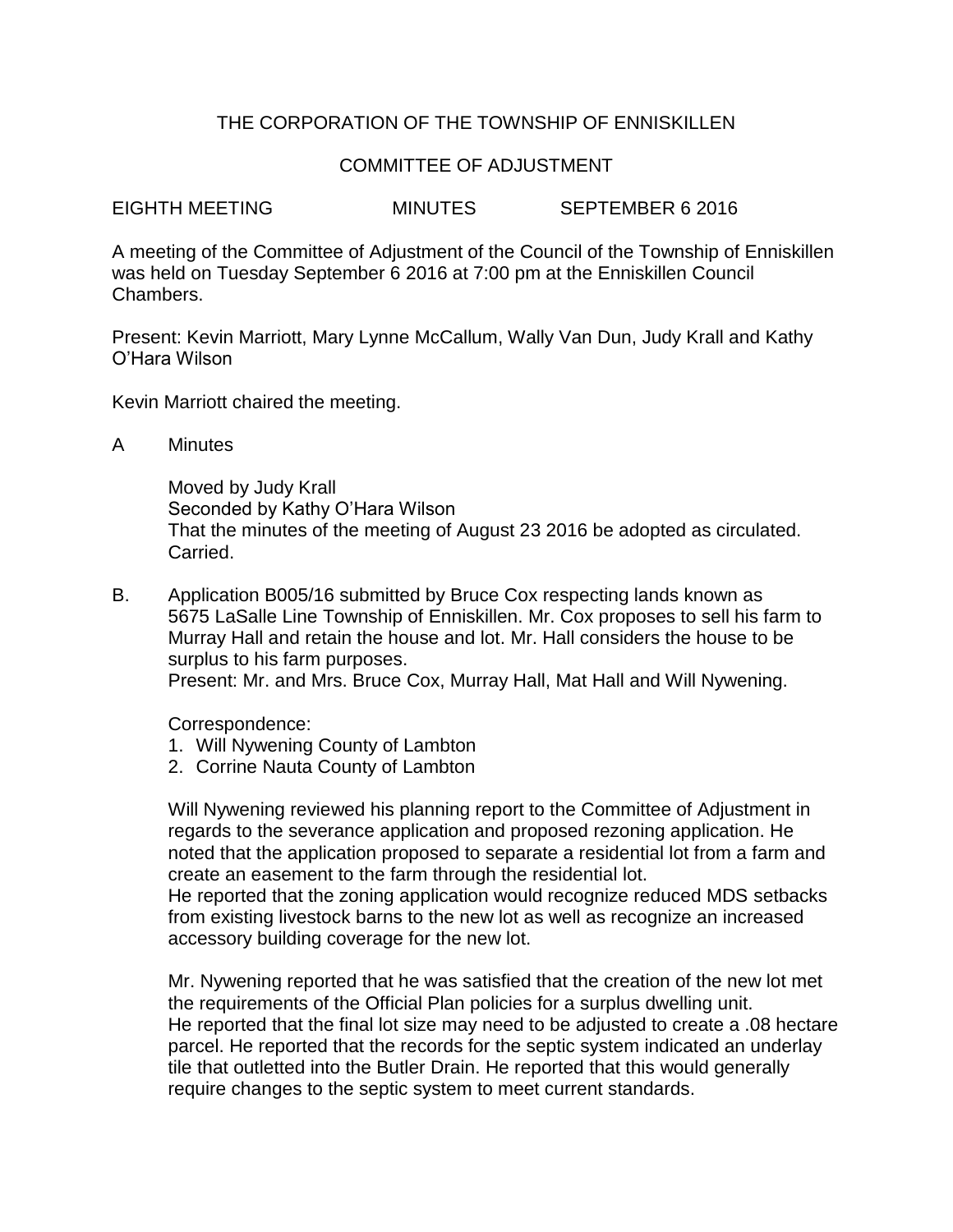# THE CORPORATION OF THE TOWNSHIP OF ENNISKILLEN

## COMMITTEE OF ADJUSTMENT

EIGHTH MEETING MINUTES SEPTEMBER 6 2016

A meeting of the Committee of Adjustment of the Council of the Township of Enniskillen was held on Tuesday September 6 2016 at 7:00 pm at the Enniskillen Council Chambers.

Present: Kevin Marriott, Mary Lynne McCallum, Wally Van Dun, Judy Krall and Kathy O'Hara Wilson

Kevin Marriott chaired the meeting.

A Minutes

Moved by Judy Krall
Seconded by Kathy O'Hara Wilson
That the minutes of the meeting of August 23 2016 be adopted as circulated.
Carried.

B. Application B005/16 submitted by Bruce Cox respecting lands known as 5675 LaSalle Line Township of Enniskillen. Mr. Cox proposes to sell his farm to Murray Hall and retain the house and lot. Mr. Hall considers the house to be surplus to his farm purposes.
Present: Mr. and Mrs. Bruce Cox, Murray Hall, Mat Hall and Will Nywening.

Correspondence:

1. Will Nywening County of Lambton
2. Corrine Nauta County of Lambton

Will Nywening reviewed his planning report to the Committee of Adjustment in regards to the severance application and proposed rezoning application. He noted that the application proposed to separate a residential lot from a farm and create an easement to the farm through the residential lot.
He reported that the zoning application would recognize reduced MDS setbacks from existing livestock barns to the new lot as well as recognize an increased accessory building coverage for the new lot.

Mr. Nywening reported that he was satisfied that the creation of the new lot met the requirements of the Official Plan policies for a surplus dwelling unit.
He reported that the final lot size may need to be adjusted to create a .08 hectare parcel. He reported that the records for the septic system indicated an underlay tile that outletted into the Butler Drain. He reported that this would generally require changes to the septic system to meet current standards.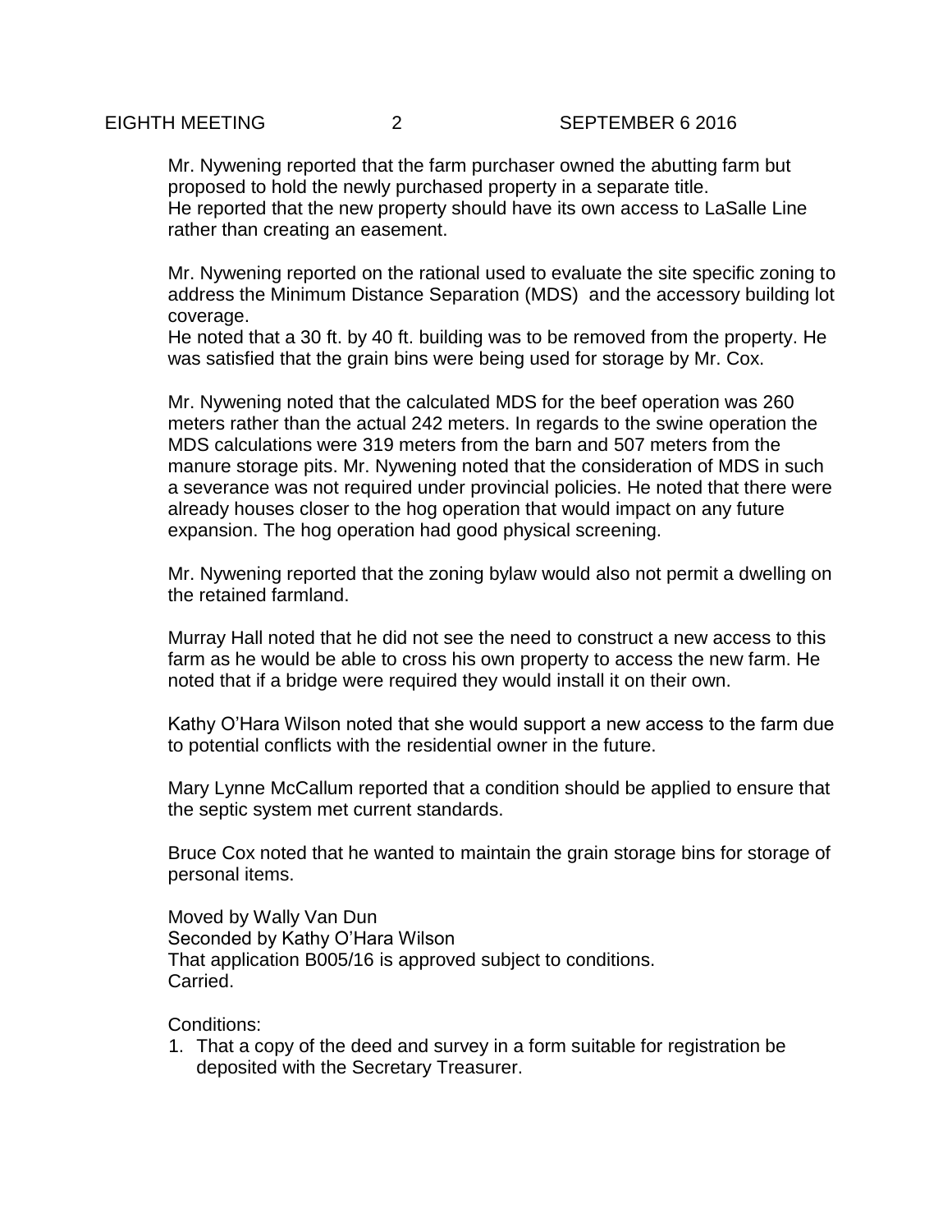Mr. Nywening reported that the farm purchaser owned the abutting farm but proposed to hold the newly purchased property in a separate title.
He reported that the new property should have its own access to LaSalle Line rather than creating an easement.

Mr. Nywening reported on the rational used to evaluate the site specific zoning to address the Minimum Distance Separation (MDS) and the accessory building lot coverage.
He noted that a 30 ft. by 40 ft. building was to be removed from the property. He was satisfied that the grain bins were being used for storage by Mr. Cox.

Mr. Nywening noted that the calculated MDS for the beef operation was 260 meters rather than the actual 242 meters. In regards to the swine operation the MDS calculations were 319 meters from the barn and 507 meters from the manure storage pits. Mr. Nywening noted that the consideration of MDS in such a severance was not required under provincial policies. He noted that there were already houses closer to the hog operation that would impact on any future expansion. The hog operation had good physical screening.

Mr. Nywening reported that the zoning bylaw would also not permit a dwelling on the retained farmland.

Murray Hall noted that he did not see the need to construct a new access to this farm as he would be able to cross his own property to access the new farm. He noted that if a bridge were required they would install it on their own.

Kathy O'Hara Wilson noted that she would support a new access to the farm due to potential conflicts with the residential owner in the future.

Mary Lynne McCallum reported that a condition should be applied to ensure that the septic system met current standards.

Bruce Cox noted that he wanted to maintain the grain storage bins for storage of personal items.

Moved by Wally Van Dun
Seconded by Kathy O'Hara Wilson
That application B005/16 is approved subject to conditions.
Carried.

Conditions:

1. That a copy of the deed and survey in a form suitable for registration be deposited with the Secretary Treasurer.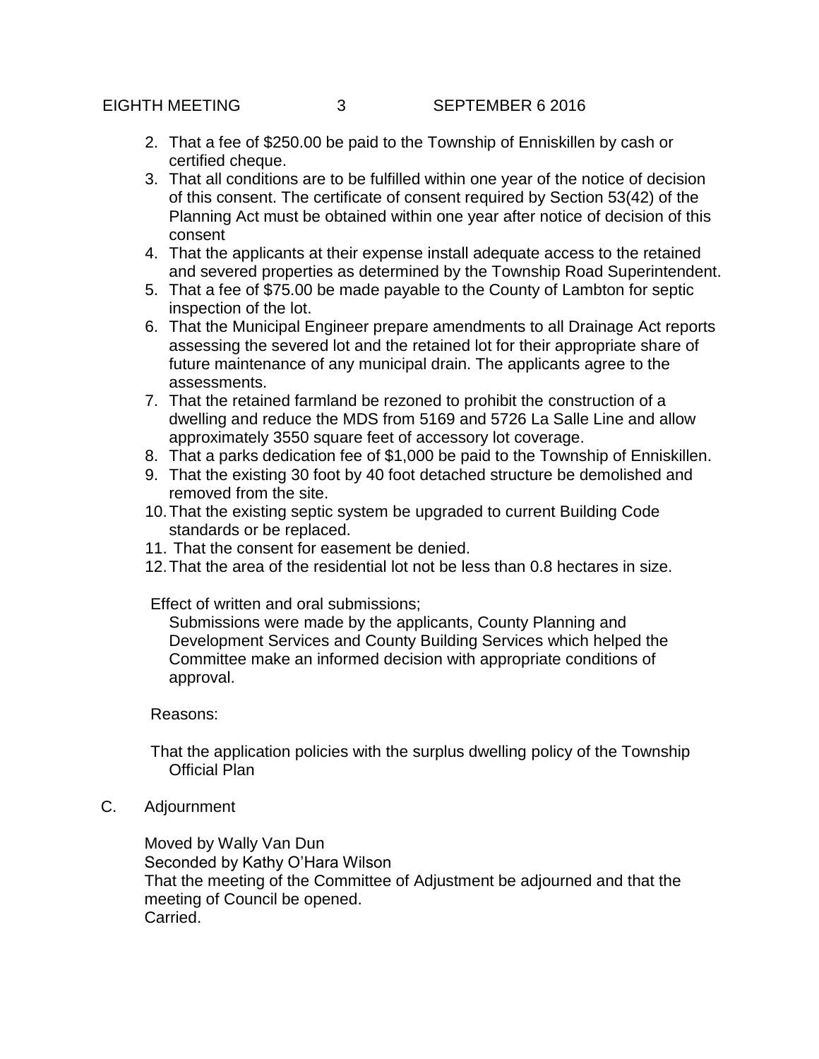2. That a fee of $250.00 be paid to the Township of Enniskillen by cash or certified cheque.
3. That all conditions are to be fulfilled within one year of the notice of decision of this consent. The certificate of consent required by Section 53(42) of the Planning Act must be obtained within one year after notice of decision of this consent
4. That the applicants at their expense install adequate access to the retained and severed properties as determined by the Township Road Superintendent.
5. That a fee of $75.00 be made payable to the County of Lambton for septic inspection of the lot.
6. That the Municipal Engineer prepare amendments to all Drainage Act reports assessing the severed lot and the retained lot for their appropriate share of future maintenance of any municipal drain. The applicants agree to the assessments.
7. That the retained farmland be rezoned to prohibit the construction of a dwelling and reduce the MDS from 5169 and 5726 La Salle Line and allow approximately 3550 square feet of accessory lot coverage.
8. That a parks dedication fee of $1,000 be paid to the Township of Enniskillen.
9. That the existing 30 foot by 40 foot detached structure be demolished and removed from the site.
10. That the existing septic system be upgraded to current Building Code standards or be replaced.
11. That the consent for easement be denied.
12. That the area of the residential lot not be less than 0.8 hectares in size.

Effect of written and oral submissions;

Submissions were made by the applicants, County Planning and Development Services and County Building Services which helped the Committee make an informed decision with appropriate conditions of approval.

Reasons:

That the application policies with the surplus dwelling policy of the Township Official Plan

C. Adjournment

Moved by Wally Van Dun
Seconded by Kathy O'Hara Wilson
That the meeting of the Committee of Adjustment be adjourned and that the meeting of Council be opened.
Carried.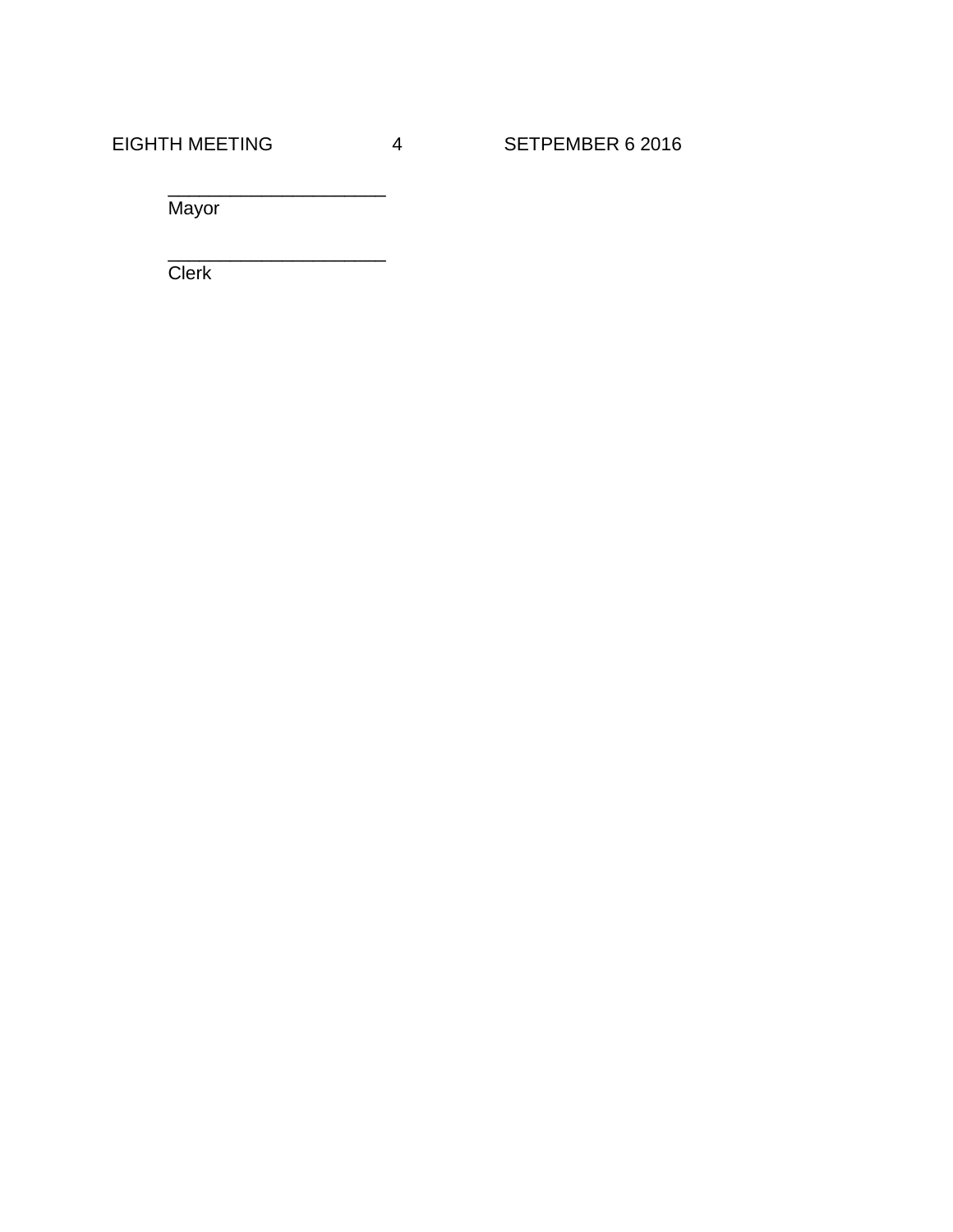______________________
Mayor

______________________
Clerk